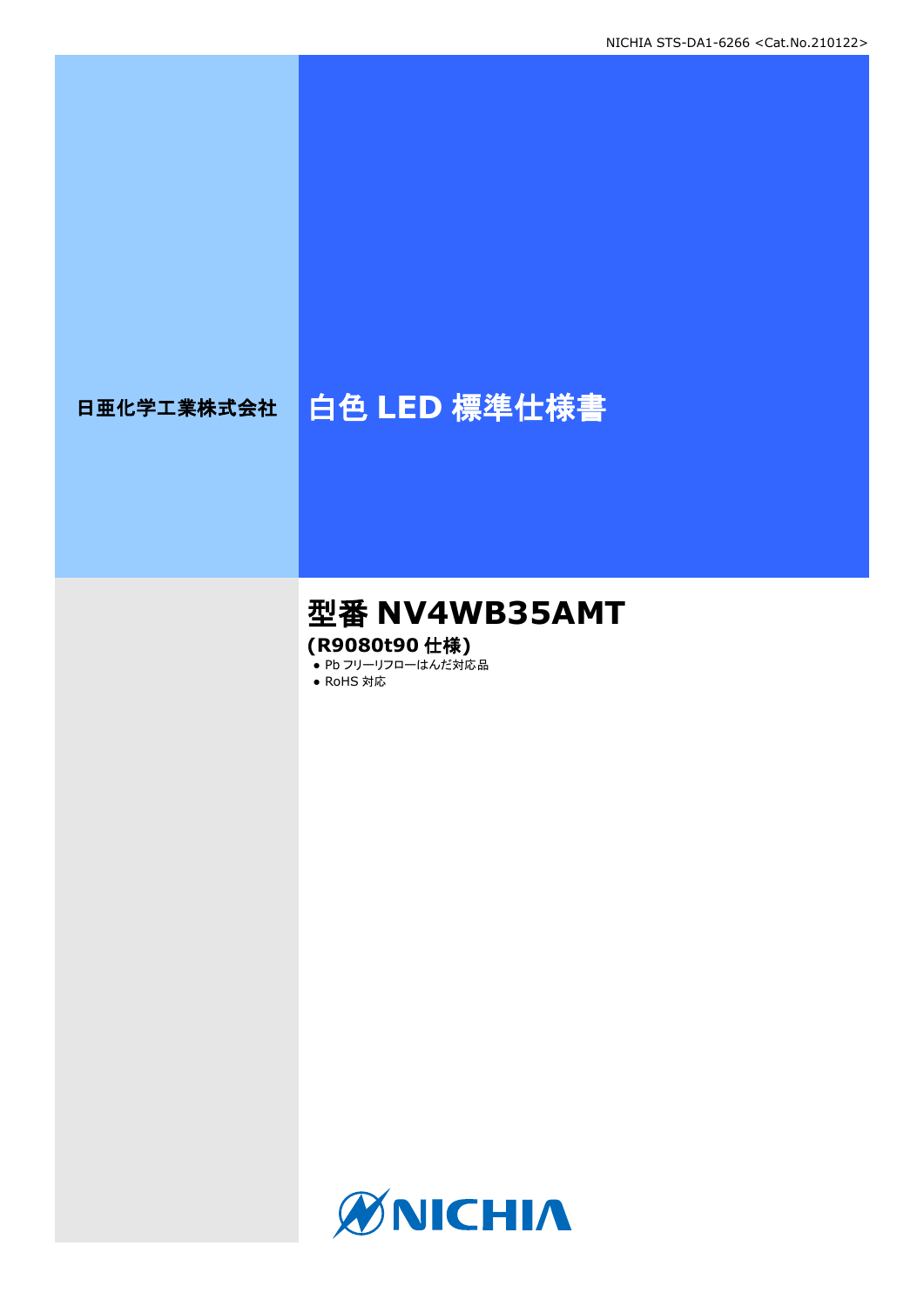日亜化学工業株式会社

# 白色 LED 標準仕様書

## 型番 NV4WB35AMT

**(R9080t90 仕様)**

- Pb フリーリフローはんだ対応品
- RoHS 対応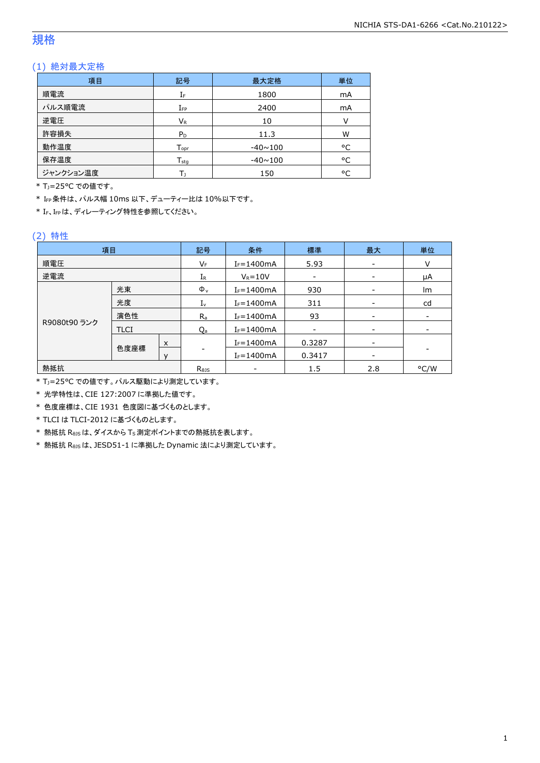# 規格

## (1) 絶対最大定格

| 項目 | 記号 | 最大定格 | 単位 |
|---|---|---|---|
| 順電流 | $I_F$ | 1800 | mA |
| パルス順電流 | $I_{FP}$ | 2400 | mA |
| 逆電圧 | $V_R$ | 10 | V |
| 許容損失 | $P_D$ | 11.3 | W |
| 動作温度 | $T_{opr}$ | -40~100 | °C |
| 保存温度 | $T_{stg}$ | -40~100 | °C |
| ジャンクション温度 | $T_J$ | 150 | °C |

* $T_J$=25°C での値です。
* $I_{FP}$条件は、パルス幅 10ms 以下、デューティー比は 10%以下です。
* $I_F$、$I_{FP}$は、ディレーティング特性を参照してください。

## (2) 特性

| 項目 | | | 記号 | 条件 | 標準 | 最大 | 単位 |
|---|---|---|---|---|---|---|---|
| 順電圧 | | | $V_F$ | $I_F$=1400mA | 5.93 | - | V |
| 逆電流 | | | $I_R$ | $V_R$=10V | - | - | μA |
| R9080t90 ランク | 光束 | | $\Phi_v$ | $I_F$=1400mA | 930 | - | lm |
| | 光度 | | $I_v$ | $I_F$=1400mA | 311 | - | cd |
| | 演色性 | | $R_a$ | $I_F$=1400mA | 93 | - | - |
| | TLCI | | $Q_a$ | $I_F$=1400mA | - | - | - |
| | 色度座標 | x | - | $I_F$=1400mA | 0.3287 | - | - |
| | | y | | $I_F$=1400mA | 0.3417 | - | |
| 熱抵抗 | | | $R_{\theta JS}$ | - | 1.5 | 2.8 | °C/W |

* $T_J$=25°C での値です。パルス駆動により測定しています。
* 光学特性は、CIE 127:2007 に準拠した値です。
* 色度座標は、CIE 1931 色度図に基づくものとします。
* TLCI は TLCI-2012 に基づくものとします。
* 熱抵抗 $R_{\theta JS}$は、ダイスから $T_S$測定ポイントまでの熱抵抗を表します。
* 熱抵抗 $R_{\theta JS}$は、JESD51-1 に準拠した Dynamic 法により測定しています。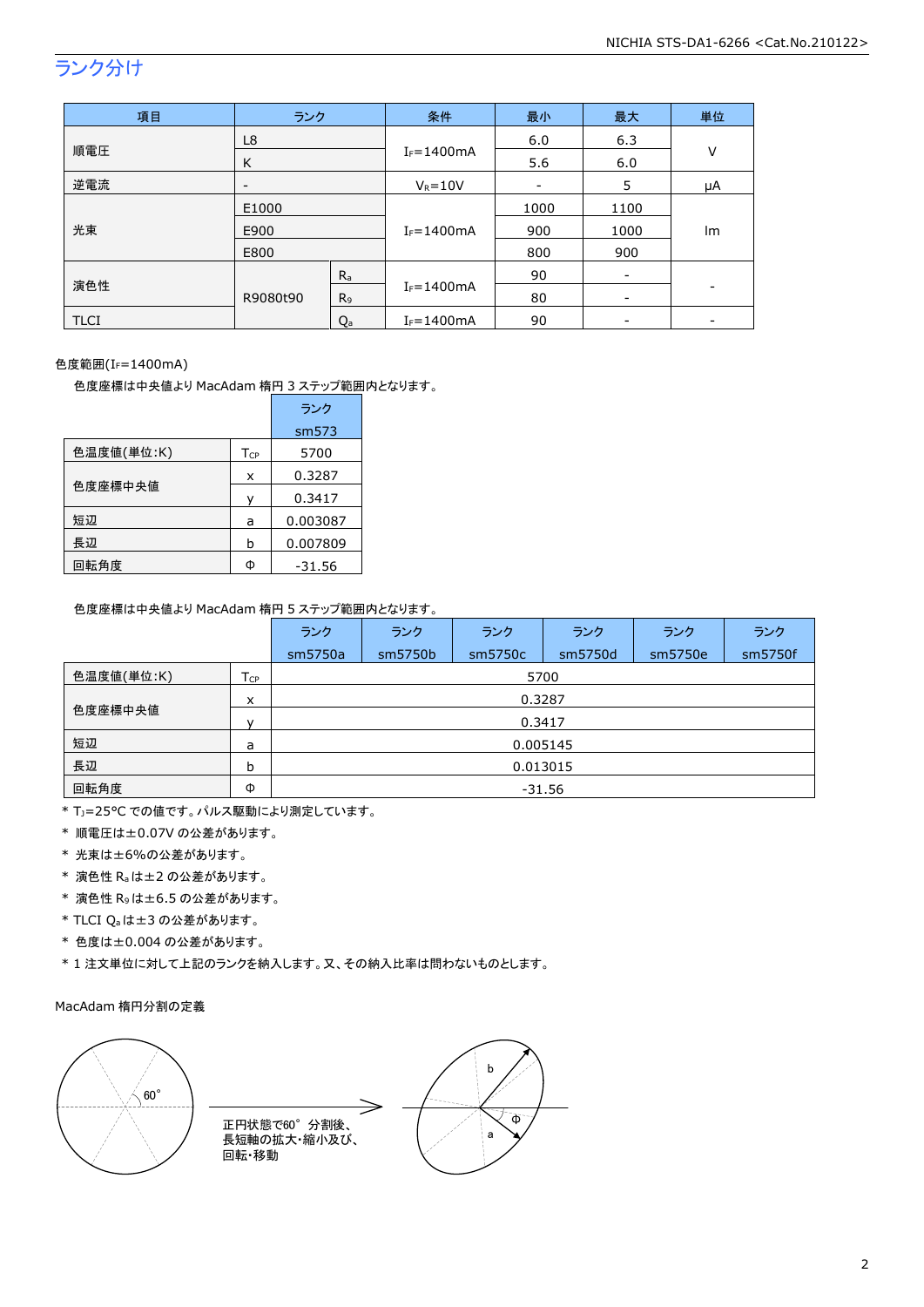## ランク分け

| 項目 | ランク | | 条件 | 最小 | 最大 | 単位 |
|---|---|---|---|---|---|---|
| 順電圧 | L8 | | $I_F$=1400mA | 6.0 | 6.3 | V |
| | K | | | 5.6 | 6.0 | |
| 逆電流 | - | | $V_R$=10V | - | 5 | μA |
| 光束 | E1000 | | $I_F$=1400mA | 1000 | 1100 | lm |
| | E900 | | | 900 | 1000 | |
| | E800 | | | 800 | 900 | |
| 演色性 | R9080t90 | $R_a$ | $I_F$=1400mA | 90 | - | - |
| | | $R_9$ | | 80 | - | |
| TLCI | | $Q_a$ | $I_F$=1400mA | 90 | - | - |

色度範囲($I_F$=1400mA)

色度座標は中央値より MacAdam 楕円 3 ステップ範囲内となります。

| | | ランク sm573 |
|---|---|---|
| 色温度値(単位:K) | $T_{CP}$ | 5700 |
| 色度座標中央値 | x | 0.3287 |
| | y | 0.3417 |
| 短辺 | a | 0.003087 |
| 長辺 | b | 0.007809 |
| 回転角度 | Φ | -31.56 |

色度座標は中央値より MacAdam 楕円 5 ステップ範囲内となります。

| | | ランク sm5750a | ランク sm5750b | ランク sm5750c | ランク sm5750d | ランク sm5750e | ランク sm5750f |
|---|---|---|---|---|---|---|---|
| 色温度値(単位:K) | $T_{CP}$ | 5700 | | | | | |
| 色度座標中央値 | x | 0.3287 | | | | | |
| | y | 0.3417 | | | | | |
| 短辺 | a | 0.005145 | | | | | |
| 長辺 | b | 0.013015 | | | | | |
| 回転角度 | Φ | -31.56 | | | | | |

\* $T_J$=25°C での値です。パルス駆動により測定しています。

\* 順電圧は±0.07V の公差があります。

\* 光束は±6%の公差があります。

\* 演色性 $R_a$ は±2 の公差があります。

\* 演色性 $R_9$ は±6.5 の公差があります。

\* TLCI $Q_a$ は±3 の公差があります。

\* 色度は±0.004 の公差があります。

\* 1 注文単位に対して上記のランクを納入します。又、その納入比率は問わないものとします。

MacAdam 楕円分割の定義

60°

正円状態で60°分割後、
長短軸の拡大・縮小及び、
回転・移動

b

a

Φ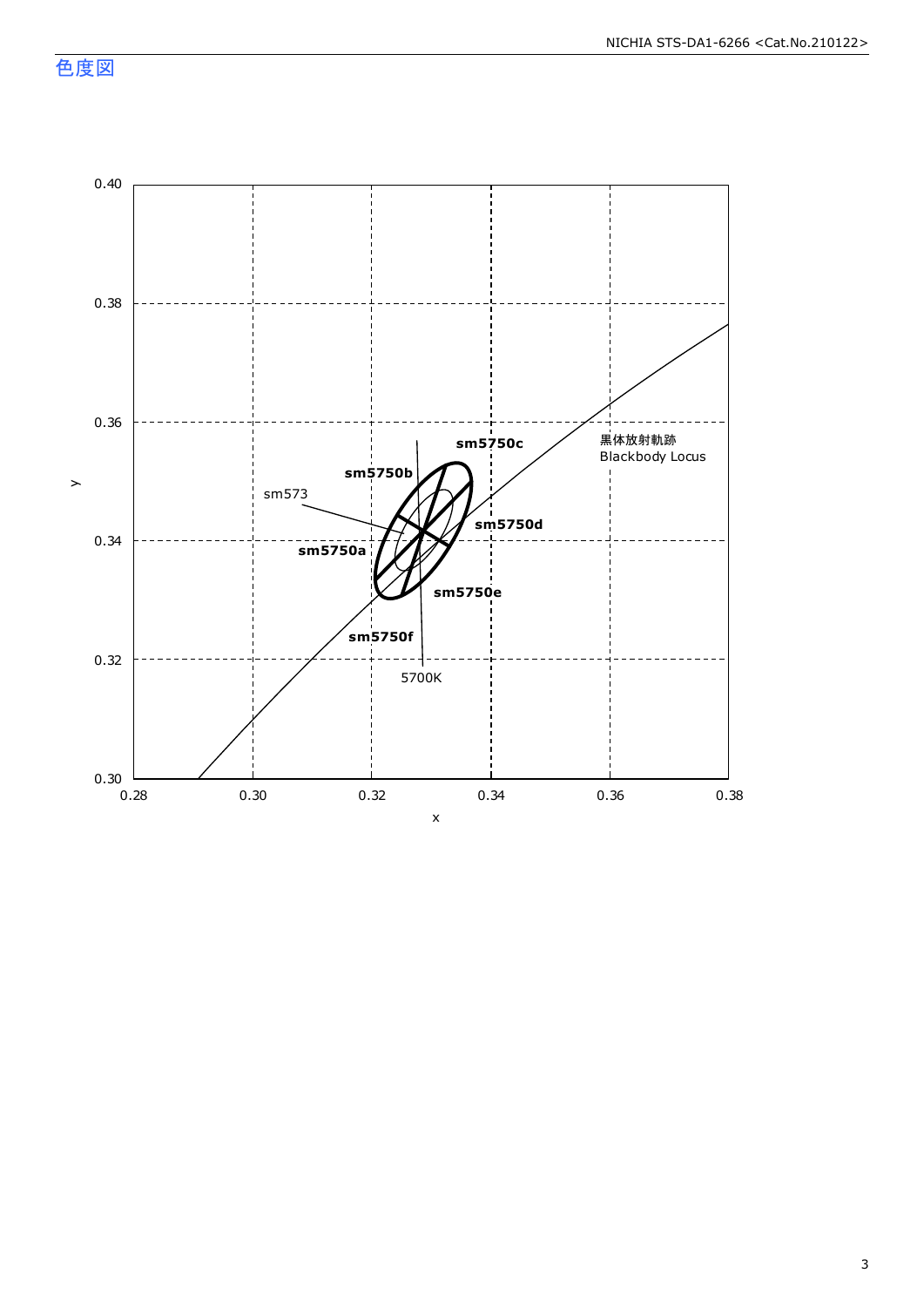## 色度図

y

0.40

0.38

0.36

0.34

0.32

0.30

0.28 0.30 0.32 0.34 0.36 0.38

x

sm5750c

sm5750b

sm573

sm5750d

sm5750a

sm5750e

sm5750f

5700K

黒体放射軌跡
Blackbody Locus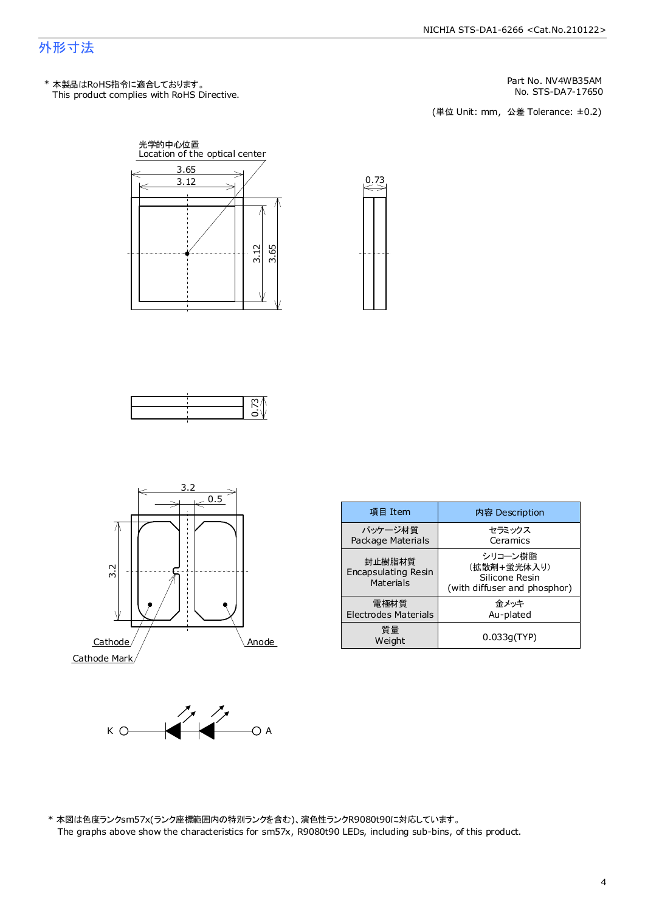## 外形寸法

\* 本製品はRoHS指令に適合しております。
This product complies with RoHS Directive.

Part No. NV4WB35AM
No. STS-DA7-17650

(単位 Unit: mm, 公差 Tolerance: ±0.2)

光学的中心位置
Location of the optical center

3.65
3.12
0.73
3.12
3.65
0.73

3.2
0.5
3.2

Cathode
Cathode Mark
Anode

K A

| 項目 Item | 内容 Description |
|---|---|
| パッケージ材質<br>Package Materials | セラミックス<br>Ceramics |
| 封止樹脂材質<br>Encapsulating Resin Materials | シリコーン樹脂<br>(拡散剤+蛍光体入り)<br>Silicone Resin<br>(with diffuser and phosphor) |
| 電極材質<br>Electrodes Materials | 金メッキ<br>Au-plated |
| 質量<br>Weight | 0.033g(TYP) |

\* 本図は色度ランクsm57x(ランク座標範囲内の特別ランクを含む)、演色性ランクR9080t90に対応しています。
The graphs above show the characteristics for sm57x, R9080t90 LEDs, including sub-bins, of this product.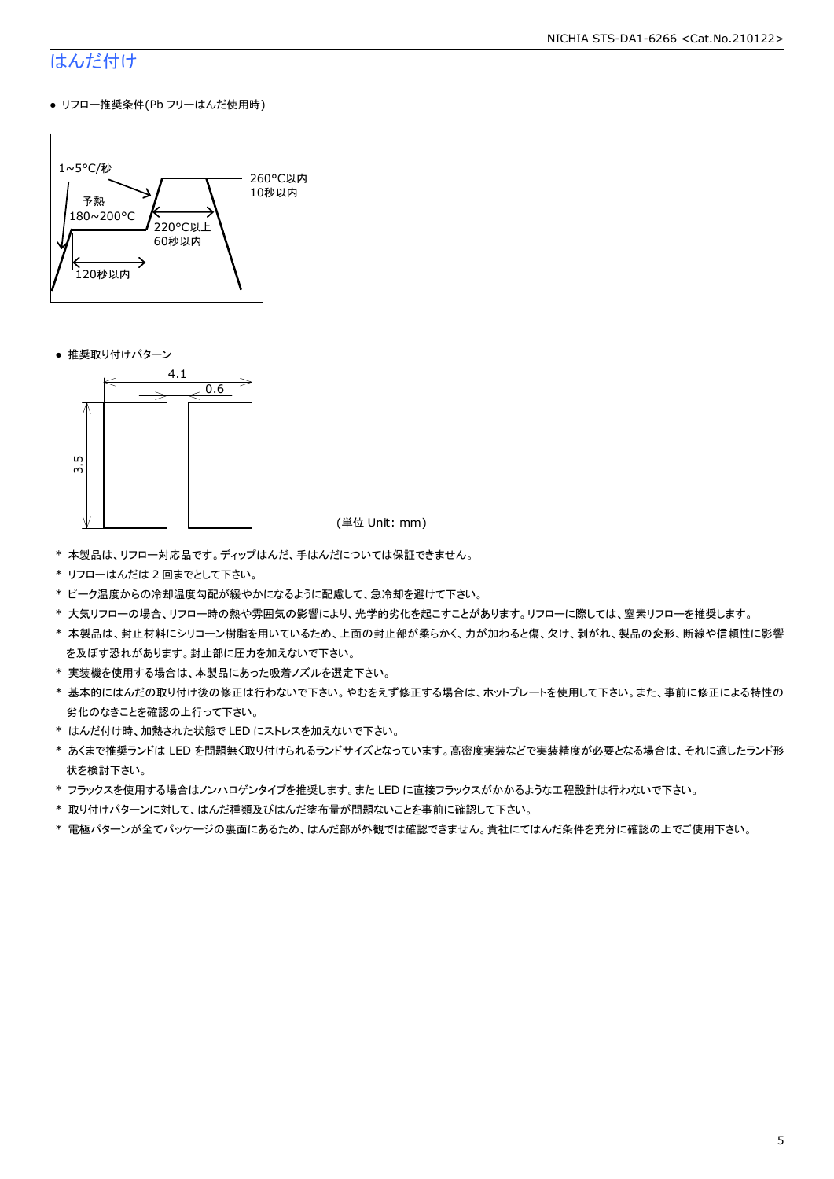## はんだ付け

- リフロー推奨条件(Pb フリーはんだ使用時)

1~5°C/秒
予熱
180~200°C
120秒以内
260°C以内
10秒以内
220°C以上
60秒以内

- 推奨取り付けパターン

4.1
0.6
3.5

(単位 Unit: mm)

* 本製品は、リフロー対応品です。ディップはんだ、手はんだについては保証できません。
* リフローはんだは 2 回までとして下さい。
* ピーク温度からの冷却温度勾配が緩やかになるように配慮して、急冷却を避けて下さい。
* 大気リフローの場合、リフロー時の熱や雰囲気の影響により、光学的劣化を起こすことがあります。リフローに際しては、窒素リフローを推奨します。
* 本製品は、封止材料にシリコーン樹脂を用いているため、上面の封止部が柔らかく、力が加わると傷、欠け、剥がれ、製品の変形、断線や信頼性に影響を及ぼす恐れがあります。封止部に圧力を加えないで下さい。
* 実装機を使用する場合は、本製品にあった吸着ノズルを選定下さい。
* 基本的にはんだの取り付け後の修正は行わないで下さい。やむをえず修正する場合は、ホットプレートを使用して下さい。また、事前に修正による特性の劣化のなきことを確認の上行って下さい。
* はんだ付け時、加熱された状態で LED にストレスを加えないで下さい。
* あくまで推奨ランドは LED を問題無く取り付けられるランドサイズとなっています。高密度実装などで実装精度が必要となる場合は、それに適したランド形状を検討下さい。
* フラックスを使用する場合はノンハロゲンタイプを推奨します。また LED に直接フラックスがかかるような工程設計は行わないで下さい。
* 取り付けパターンに対して、はんだ種類及びはんだ塗布量が問題ないことを事前に確認して下さい。
* 電極パターンが全てパッケージの裏面にあるため、はんだ部が外観では確認できません。貴社にてはんだ条件を充分に確認の上でご使用下さい。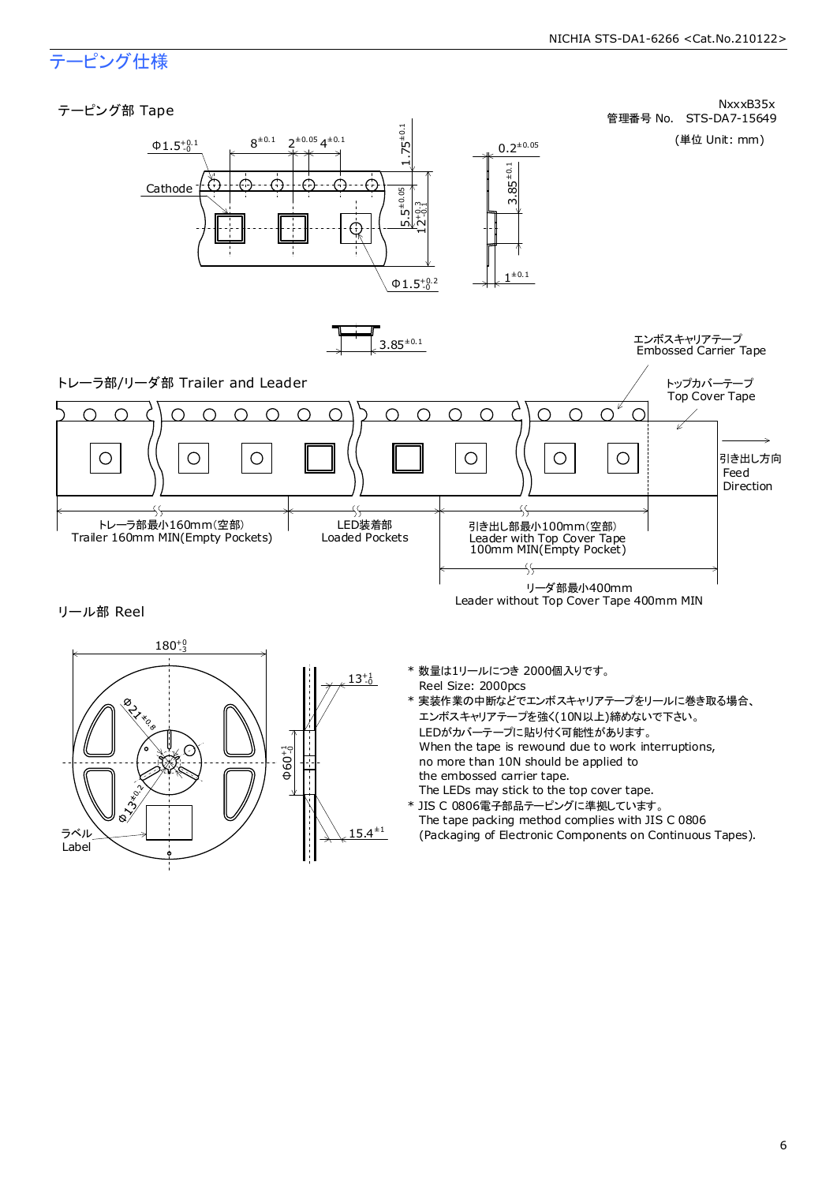## テーピング仕様

NxxxB35x
管理番号 No.　STS-DA7-15649

(単位 Unit: mm)

### テーピング部 Tape

Φ1.5 $^{+0.1}_{-0}$　$8^{\pm0.1}$　$2^{\pm0.05}$　$4^{\pm0.1}$　$1.75^{\pm0.1}$　$0.2^{\pm0.05}$

Cathode

$5.5^{\pm0.05}$　$12^{+0.3}_{-0.1}$　$3.85^{\pm0.1}$

Φ1.5 $^{+0.2}_{-0}$　$1^{\pm0.1}$

$3.85^{\pm0.1}$

### トレーラ部/リーダ部 Trailer and Leader

エンボスキャリアテープ
Embossed Carrier Tape

トップカバーテープ
Top Cover Tape

引き出し方向
Feed
Direction

トレーラ部最小160mm(空部)
Trailer 160mm MIN(Empty Pockets)

LED装着部
Loaded Pockets

引き出し部最小100mm(空部)
Leader with Top Cover Tape
100mm MIN(Empty Pocket)

リーダ部最小400mm
Leader without Top Cover Tape 400mm MIN

### リール部 Reel

$180^{+0}_{-3}$　Φ$21^{\pm0.8}$　Φ$13^{\pm0.2}$　$13^{+1}_{-0}$　Φ$60^{+1}_{-0}$　$15.4^{\pm1}$

ラベル
Label

\* 数量は1リールにつき 2000個入りです。
Reel Size: 2000pcs

\* 実装作業の中断などでエンボスキャリアテープをリールに巻き取る場合、
エンボスキャリアテープを強く(10N以上)締めないで下さい。
LEDがカバーテープに貼り付く可能性があります。
When the tape is rewound due to work interruptions,
no more than 10N should be applied to
the embossed carrier tape.
The LEDs may stick to the top cover tape.

\* JIS C 0806電子部品テーピングに準拠しています。
The tape packing method complies with JIS C 0806
(Packaging of Electronic Components on Continuous Tapes).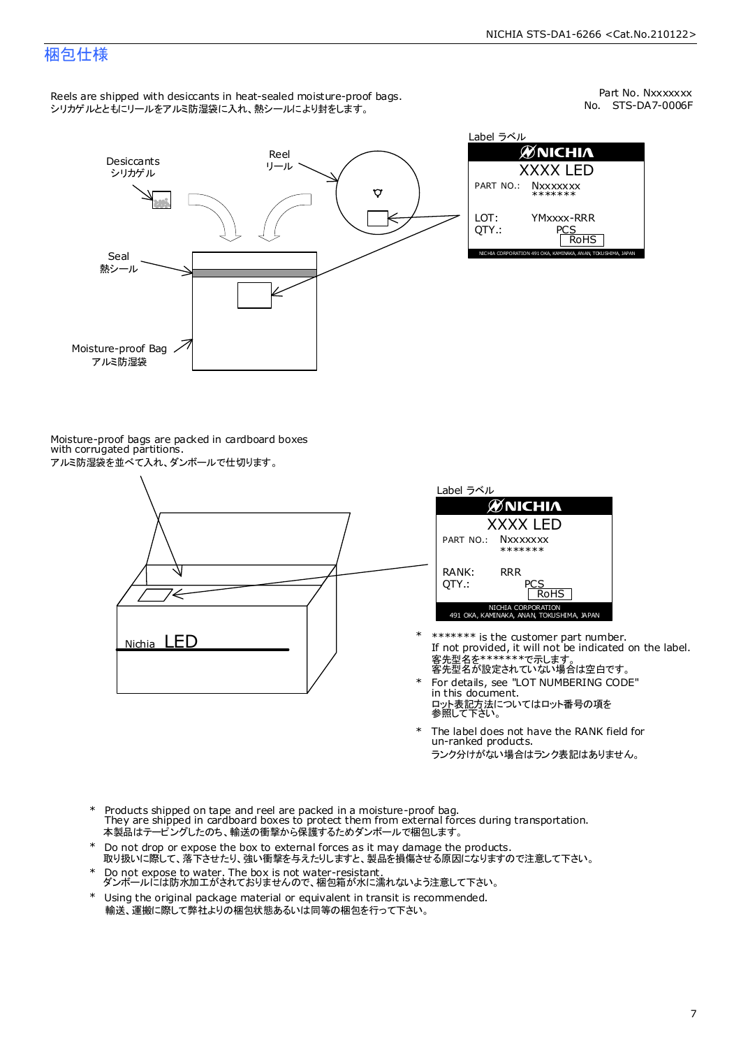# 梱包仕様

Part No. Nxxxxxxx
No. STS-DA7-0006F

Reels are shipped with desiccants in heat-sealed moisture-proof bags.
シリカゲルとともにリールをアルミ防湿袋に入れ、熱シールにより封をします。

Desiccants
シリカゲル

Reel
リール

Seal
熱シール

Moisture-proof Bag
アルミ防湿袋

Label ラベル

NICHIA
XXXX LED
PART NO.: Nxxxxxxx
*******
LOT: YMxxxx-RRR
QTY.: PCS
RoHS
NICHIA CORPORATION 491 OKA, KAMINAKA, ANAN, TOKUSHIMA, JAPAN

Moisture-proof bags are packed in cardboard boxes with corrugated partitions.
アルミ防湿袋を並べて入れ、ダンボールで仕切ります。

Nichia LED

Label ラベル

NICHIA
XXXX LED
PART NO.: Nxxxxxxx
*******
RANK: RRR
QTY.: PCS
RoHS
NICHIA CORPORATION
491 OKA, KAMINAKA, ANAN, TOKUSHIMA, JAPAN

- \* ******* is the customer part number.
  If not provided, it will not be indicated on the label.
  客先型名を*******で示します。
  客先型名が設定されていない場合は空白です。
- \* For details, see "LOT NUMBERING CODE" in this document.
  ロット表記方法についてはロット番号の項を参照して下さい。
- \* The label does not have the RANK field for un-ranked products.
  ランク分けがない場合はランク表記はありません。

- \* Products shipped on tape and reel are packed in a moisture-proof bag.
  They are shipped in cardboard boxes to protect them from external forces during transportation.
  本製品はテーピングしたのち、輸送の衝撃から保護するためダンボールで梱包します。
- \* Do not drop or expose the box to external forces as it may damage the products.
  取り扱いに際して、落下させたり、強い衝撃を与えたりしますと、製品を損傷させる原因になりますので注意して下さい。
- \* Do not expose to water. The box is not water-resistant.
  ダンボールには防水加工がされておりませんので、梱包箱が水に濡れないよう注意して下さい。
- \* Using the original package material or equivalent in transit is recommended.
  輸送、運搬に際して弊社よりの梱包状態あるいは同等の梱包を行って下さい。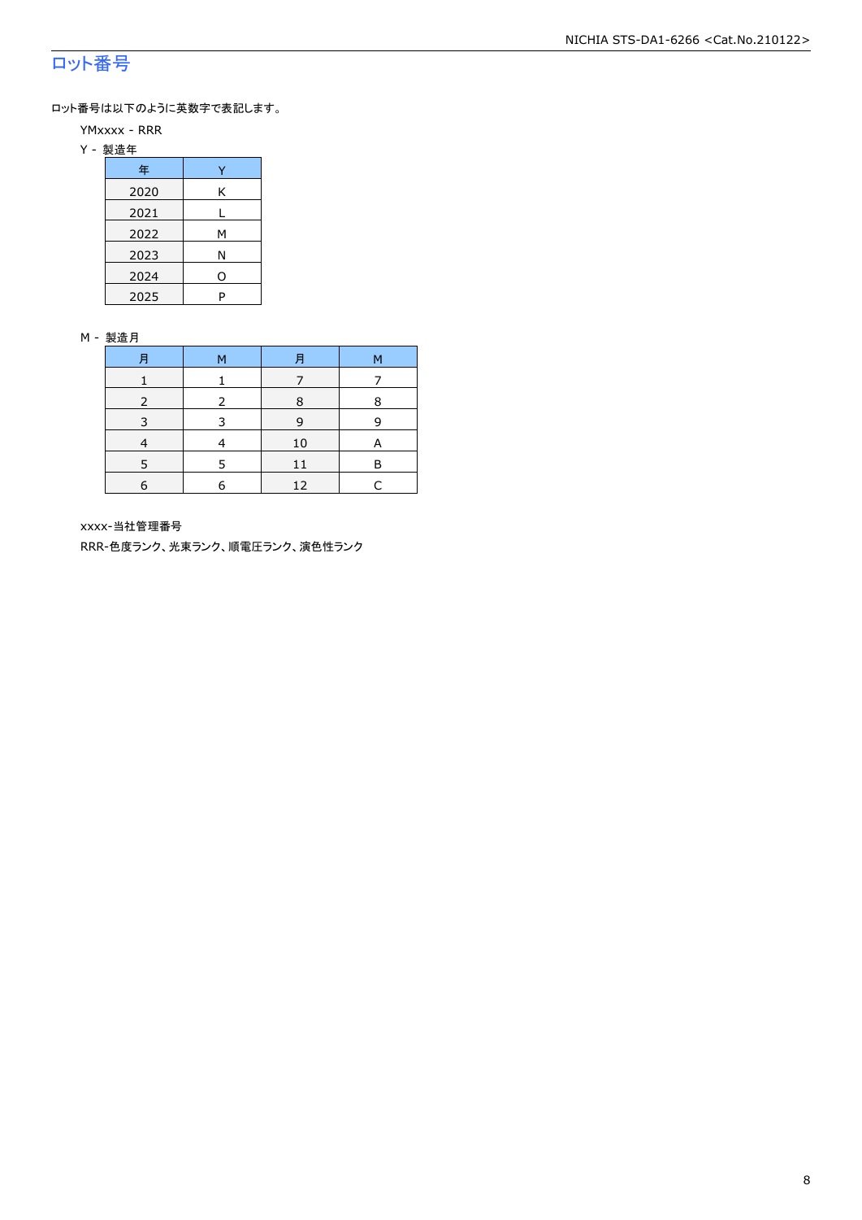## ロット番号

ロット番号は以下のように英数字で表記します。

YMxxxx - RRR

Y - 製造年

| 年 | Y |
|---|---|
| 2020 | K |
| 2021 | L |
| 2022 | M |
| 2023 | N |
| 2024 | O |
| 2025 | P |

M - 製造月

| 月 | M | 月 | M |
|---|---|---|---|
| 1 | 1 | 7 | 7 |
| 2 | 2 | 8 | 8 |
| 3 | 3 | 9 | 9 |
| 4 | 4 | 10 | A |
| 5 | 5 | 11 | B |
| 6 | 6 | 12 | C |

xxxx-当社管理番号

RRR-色度ランク、光束ランク、順電圧ランク、演色性ランク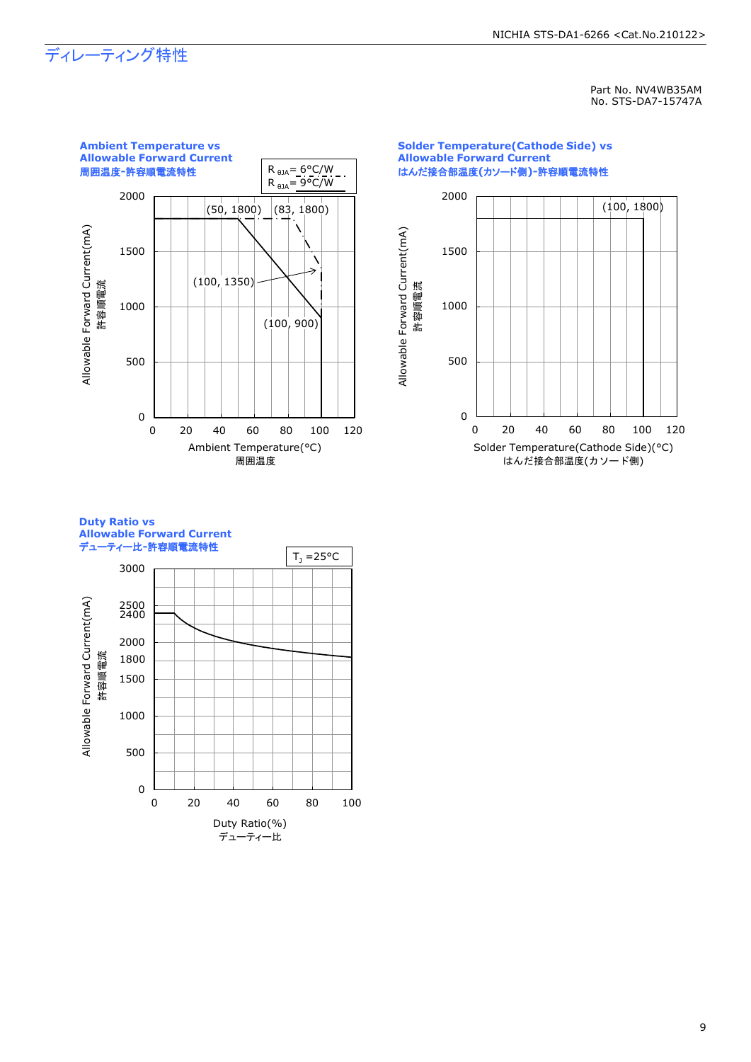# ディレーティング特性

Part No. NV4WB35AM
No. STS-DA7-15747A

**Ambient Temperature vs Allowable Forward Current**
**周囲温度-許容順電流特性**

$R_{\theta JA}$ = 6°C/W
$R_{\theta JA}$ = 9°C/W

(50, 1800) (83, 1800)
(100, 1350)
(100, 900)

Allowable Forward Current(mA) 許容順電流

Ambient Temperature(°C) 周囲温度

**Solder Temperature(Cathode Side) vs Allowable Forward Current**
**はんだ接合部温度(カソード側)-許容順電流特性**

(100, 1800)

Allowable Forward Current(mA) 許容順電流

Solder Temperature(Cathode Side)(°C) はんだ接合部温度(カソード側)

**Duty Ratio vs Allowable Forward Current**
**デューティー比-許容順電流特性**

$T_J$ =25°C

Allowable Forward Current(mA) 許容順電流

Duty Ratio(%) デューティー比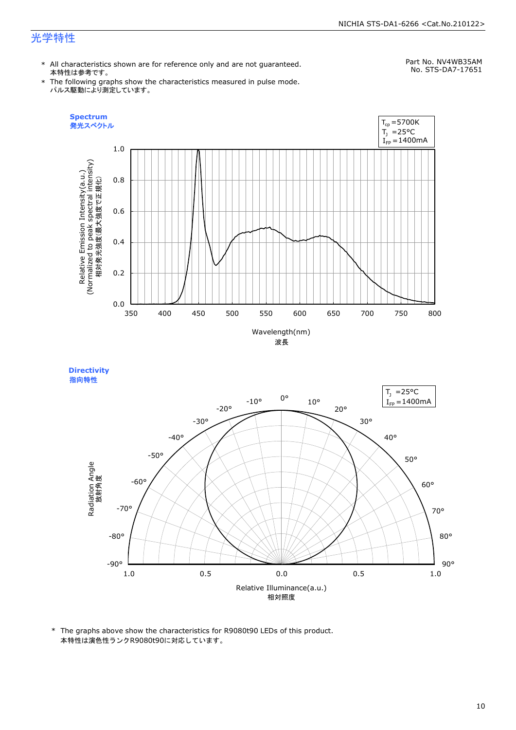# 光学特性

Part No. NV4WB35AM
No. STS-DA7-17651

* All characteristics shown are for reference only and are not guaranteed.
  本特性は参考です。
* The following graphs show the characteristics measured in pulse mode.
  パルス駆動により測定しています。

**Spectrum**
**発光スペクトル**

$T_{cp}$ =5700K
$T_J$ =25°C
$I_{FP}$ =1400mA

Relative Emission Intensity(a.u.)
(Normalized to peak spectral intensity)
相対発光強度(最大強度で正規化)

Wavelength(nm)
波長

**Directivity**
**指向特性**

$T_J$ =25°C
$I_{FP}$ =1400mA

Radiation Angle
放射角度

Relative Illuminance(a.u.)
相対照度

* The graphs above show the characteristics for R9080t90 LEDs of this product.
  本特性は演色性ランクR9080t90に対応しています。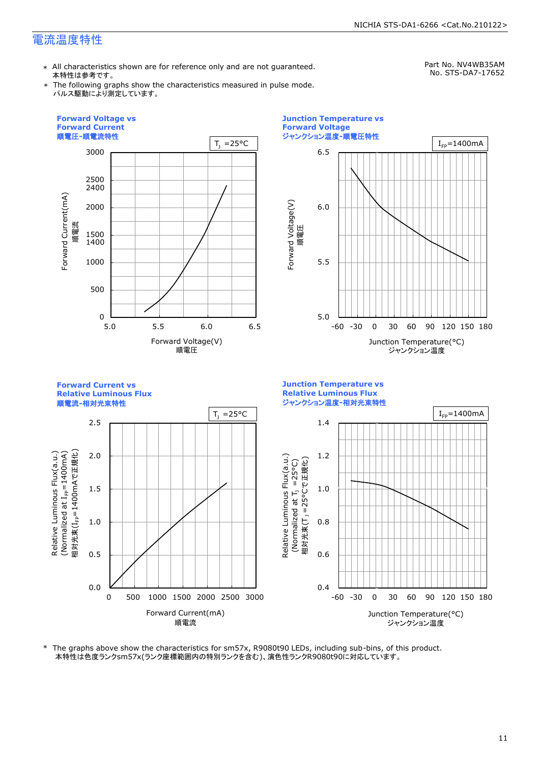## 電流温度特性

Part No. NV4WB35AM
No. STS-DA7-17652

＊ All characteristics shown are for reference only and are not guaranteed.
本特性は参考です。

＊ The following graphs show the characteristics measured in pulse mode.
パルス駆動により測定しています。

**Forward Voltage vs Forward Current**
**順電圧-順電流特性**

$T_J$ =25°C

Forward Current(mA) 順電流 (0–3000; 500, 1000, 1400, 1500, 2000, 2400, 2500)
Forward Voltage(V) 順電圧 (5.0–6.5)

**Junction Temperature vs Forward Voltage**
**ジャンクション温度-順電圧特性**

$I_{FP}$=1400mA

Forward Voltage(V) 順電圧 (5.0–6.5)
Junction Temperature(°C) ジャンクション温度 (-60 to 180)

**Forward Current vs Relative Luminous Flux**
**順電流-相対光束特性**

$T_J$ =25°C

Relative Luminous Flux(a.u.) (Normalized at $I_{FP}$=1400mA) 相対光束($I_{FP}$=1400mAで正規化) (0.0–2.5)
Forward Current(mA) 順電流 (0–3000)

**Junction Temperature vs Relative Luminous Flux**
**ジャンクション温度-相対光束特性**

$I_{FP}$=1400mA

Relative Luminous Flux(a.u.) (Normalized at $T_J$ =25°C) 相対光束($T_J$ =25°Cで正規化) (0.4–1.4)
Junction Temperature(°C) ジャンクション温度 (-60 to 180)

＊ The graphs above show the characteristics for sm57x, R9080t90 LEDs, including sub-bins, of this product.
本特性は色度ランクsm57x(ランク座標範囲内の特別ランクを含む)、演色性ランクR9080t90に対応しています。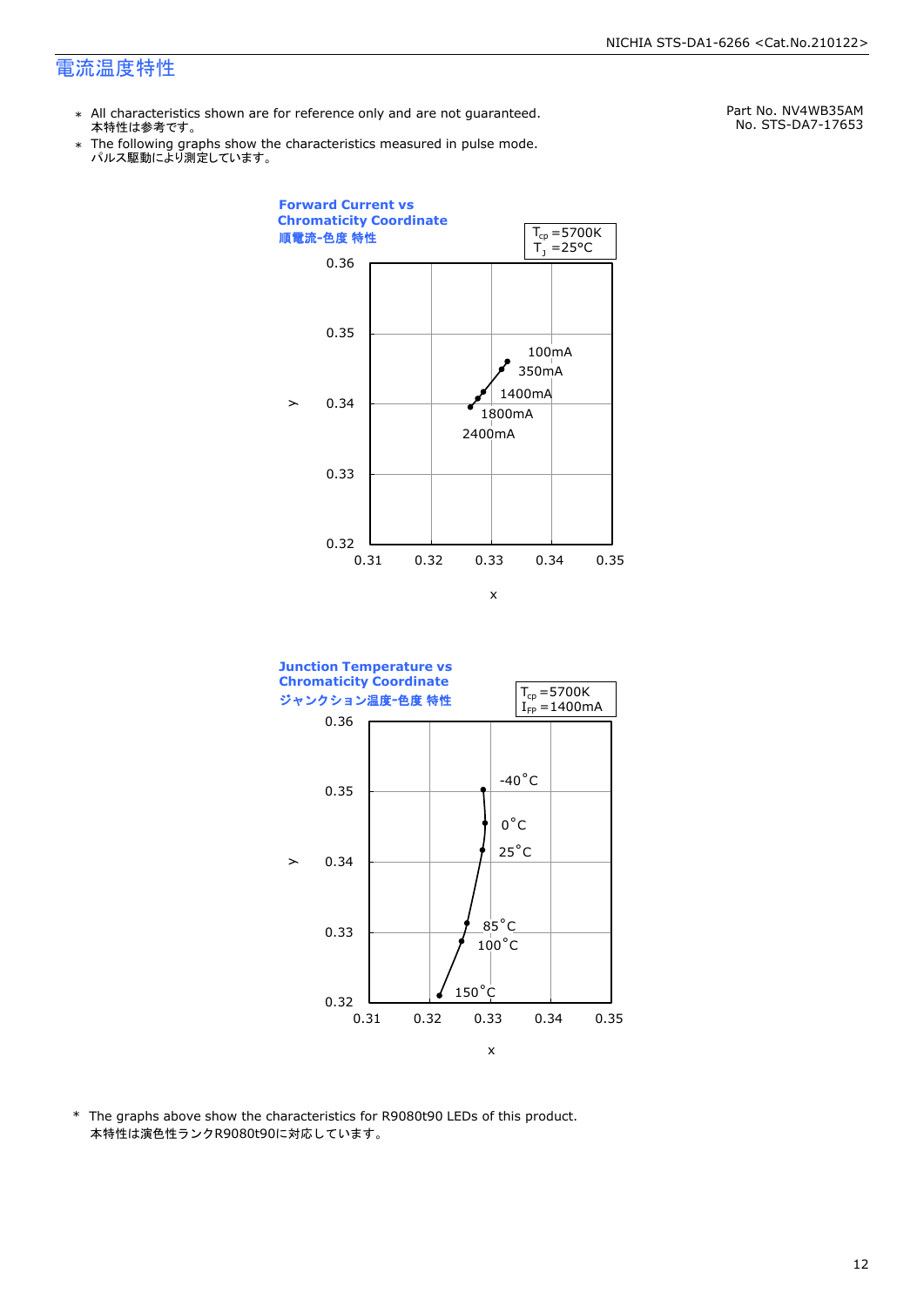# 電流温度特性

Part No. NV4WB35AM
No. STS-DA7-17653

- All characteristics shown are for reference only and are not guaranteed.
  本特性は参考です。
- The following graphs show the characteristics measured in pulse mode.
  パルス駆動により測定しています。

**Forward Current vs Chromaticity Coordinate**
**順電流-色度 特性**

$T_{cp}$ =5700K
$T_J$ =25°C

y: 0.32 – 0.36
x: 0.31 – 0.35

100mA
350mA
1400mA
1800mA
2400mA

**Junction Temperature vs Chromaticity Coordinate**
**ジャンクション温度-色度 特性**

$T_{cp}$ =5700K
$I_{FP}$ =1400mA

y: 0.32 – 0.36
x: 0.31 – 0.35

-40°C
0°C
25°C
85°C
100°C
150°C

\* The graphs above show the characteristics for R9080t90 LEDs of this product.
本特性は演色性ランクR9080t90に対応しています。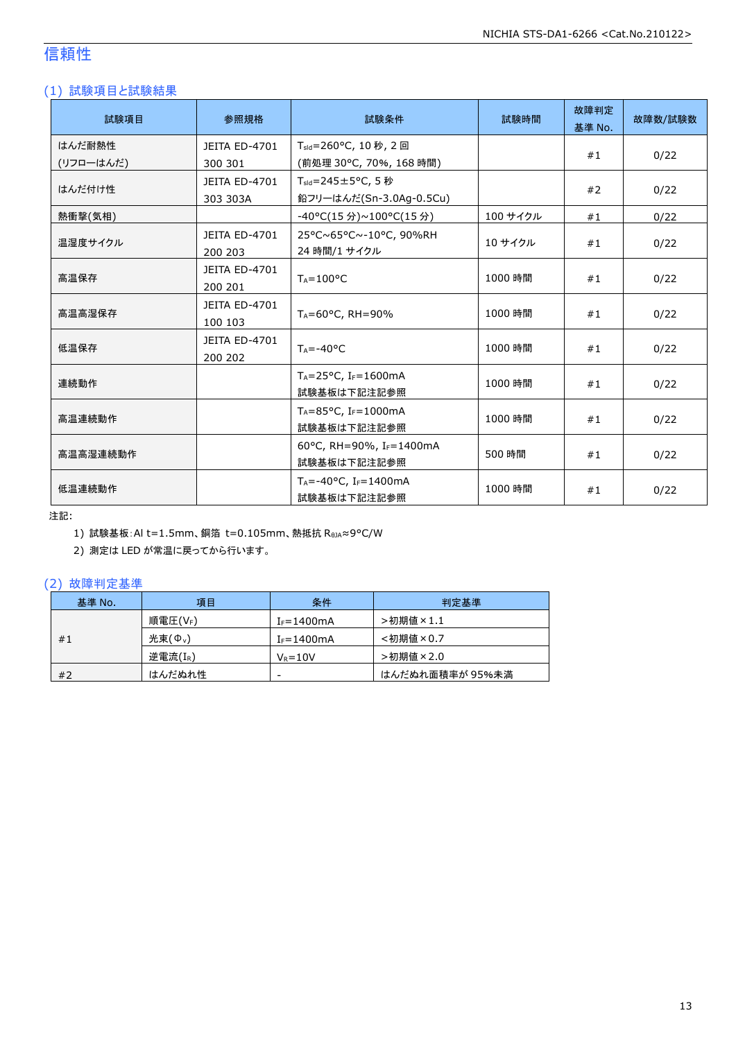## 信頼性

### (1) 試験項目と試験結果

| 試験項目 | 参照規格 | 試験条件 | 試験時間 | 故障判定基準 No. | 故障数/試験数 |
|---|---|---|---|---|---|
| はんだ耐熱性 (リフローはんだ) | JEITA ED-4701 300 301 | $T_{sld}$=260°C, 10 秒, 2 回 (前処理 30°C, 70%, 168 時間) | | #1 | 0/22 |
| はんだ付け性 | JEITA ED-4701 303 303A | $T_{sld}$=245±5°C, 5 秒 鉛フリーはんだ(Sn-3.0Ag-0.5Cu) | | #2 | 0/22 |
| 熱衝撃(気相) | | -40°C(15 分)~100°C(15 分) | 100 サイクル | #1 | 0/22 |
| 温湿度サイクル | JEITA ED-4701 200 203 | 25°C~65°C~-10°C, 90%RH 24 時間/1 サイクル | 10 サイクル | #1 | 0/22 |
| 高温保存 | JEITA ED-4701 200 201 | $T_A$=100°C | 1000 時間 | #1 | 0/22 |
| 高温高湿保存 | JEITA ED-4701 100 103 | $T_A$=60°C, RH=90% | 1000 時間 | #1 | 0/22 |
| 低温保存 | JEITA ED-4701 200 202 | $T_A$=-40°C | 1000 時間 | #1 | 0/22 |
| 連続動作 | | $T_A$=25°C, $I_F$=1600mA 試験基板は下記注記参照 | 1000 時間 | #1 | 0/22 |
| 高温連続動作 | | $T_A$=85°C, $I_F$=1000mA 試験基板は下記注記参照 | 1000 時間 | #1 | 0/22 |
| 高温高湿連続動作 | | 60°C, RH=90%, $I_F$=1400mA 試験基板は下記注記参照 | 500 時間 | #1 | 0/22 |
| 低温連続動作 | | $T_A$=-40°C, $I_F$=1400mA 試験基板は下記注記参照 | 1000 時間 | #1 | 0/22 |

注記:

1) 試験基板:Al t=1.5mm、銅箔 t=0.105mm、熱抵抗 $R_{θJA}$≈9°C/W
2) 測定は LED が常温に戻ってから行います。

### (2) 故障判定基準

| 基準 No. | 項目 | 条件 | 判定基準 |
|---|---|---|---|
| #1 | 順電圧($V_F$) | $I_F$=1400mA | >初期値×1.1 |
| | 光束($Φ_v$) | $I_F$=1400mA | <初期値×0.7 |
| | 逆電流($I_R$) | $V_R$=10V | >初期値×2.0 |
| #2 | はんだぬれ性 | - | はんだぬれ面積率が 95%未満 |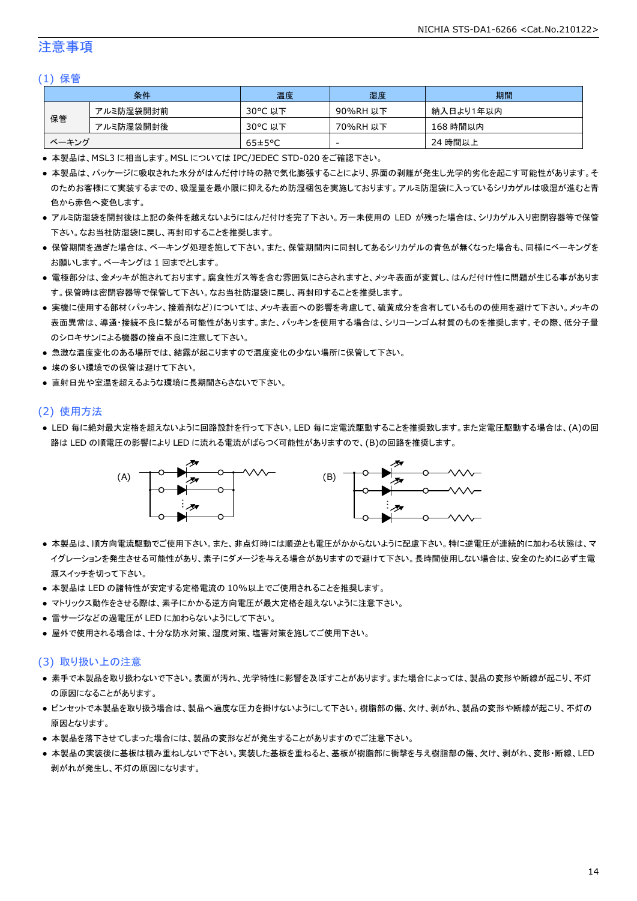# 注意事項

## (1) 保管

| 条件 | | 温度 | 湿度 | 期間 |
|---|---|---|---|---|
| 保管 | アルミ防湿袋開封前 | 30°C 以下 | 90%RH 以下 | 納入日より1年以内 |
| | アルミ防湿袋開封後 | 30°C 以下 | 70%RH 以下 | 168 時間以内 |
| ベーキング | | 65±5°C | - | 24 時間以上 |

- 本製品は、MSL3 に相当します。MSL については IPC/JEDEC STD-020 をご確認下さい。
- 本製品は、パッケージに吸収された水分がはんだ付け時の熱で気化膨張することにより、界面の剥離が発生し光学的劣化を起こす可能性があります。そのためお客様にて実装するまでの、吸湿量を最小限に抑えるため防湿梱包を実施しております。アルミ防湿袋に入っているシリカゲルは吸湿が進むと青色から赤色へ変色します。
- アルミ防湿袋を開封後は上記の条件を越えないようにはんだ付けを完了下さい。万一未使用の LED が残った場合は、シリカゲル入り密閉容器等で保管下さい。なお当社防湿袋に戻し、再封印することを推奨します。
- 保管期間を過ぎた場合は、ベーキング処理を施して下さい。また、保管期間内に同封してあるシリカゲルの青色が無くなった場合も、同様にベーキングをお願いします。ベーキングは 1 回までとします。
- 電極部分は、金メッキが施されております。腐食性ガス等を含む雰囲気にさらされますと、メッキ表面が変質し、はんだ付け性に問題が生じる事があります。保管時は密閉容器等で保管して下さい。なお当社防湿袋に戻し、再封印することを推奨します。
- 実機に使用する部材（パッキン、接着剤など）については、メッキ表面への影響を考慮して、硫黄成分を含有しているものの使用を避けて下さい。メッキの表面異常は、導通・接続不良に繋がる可能性があります。また、パッキンを使用する場合は、シリコーンゴム材質のものを推奨します。その際、低分子量のシロキサンによる機器の接点不良に注意して下さい。
- 急激な温度変化のある場所では、結露が起こりますので温度変化の少ない場所に保管して下さい。
- 埃の多い環境での保管は避けて下さい。
- 直射日光や室温を超えるような環境に長期間さらさないで下さい。

## (2) 使用方法

- LED 毎に絶対最大定格を超えないように回路設計を行って下さい。LED 毎に定電流駆動することを推奨致します。また定電圧駆動する場合は、(A)の回路は LED の順電圧の影響により LED に流れる電流がばらつく可能性がありますので、(B)の回路を推奨します。

(A)　　　　　　　　　　(B)

- 本製品は、順方向電流駆動でご使用下さい。また、非点灯時には順逆とも電圧がかからないように配慮下さい。特に逆電圧が連続的に加わる状態は、マイグレーションを発生させる可能性があり、素子にダメージを与える場合がありますので避けて下さい。長時間使用しない場合は、安全のために必ず主電源スイッチを切って下さい。
- 本製品は LED の諸特性が安定する定格電流の 10%以上でご使用されることを推奨します。
- マトリックス動作をさせる際は、素子にかかる逆方向電圧が最大定格を超えないように注意下さい。
- 雷サージなどの過電圧が LED に加わらないようにして下さい。
- 屋外で使用される場合は、十分な防水対策、湿度対策、塩害対策を施してご使用下さい。

## (3) 取り扱い上の注意

- 素手で本製品を取り扱わないで下さい。表面が汚れ、光学特性に影響を及ぼすことがあります。また場合によっては、製品の変形や断線が起こり、不灯の原因になることがあります。
- ピンセットで本製品を取り扱う場合は、製品へ過度な圧力を掛けないようにして下さい。樹脂部の傷、欠け、剥がれ、製品の変形や断線が起こり、不灯の原因となります。
- 本製品を落下させてしまった場合には、製品の変形などが発生することがありますのでご注意下さい。
- 本製品の実装後に基板は積み重ねしないで下さい。実装した基板を重ねると、基板が樹脂部に衝撃を与え樹脂部の傷、欠け、剥がれ、変形・断線、LED 剥がれが発生し、不灯の原因になります。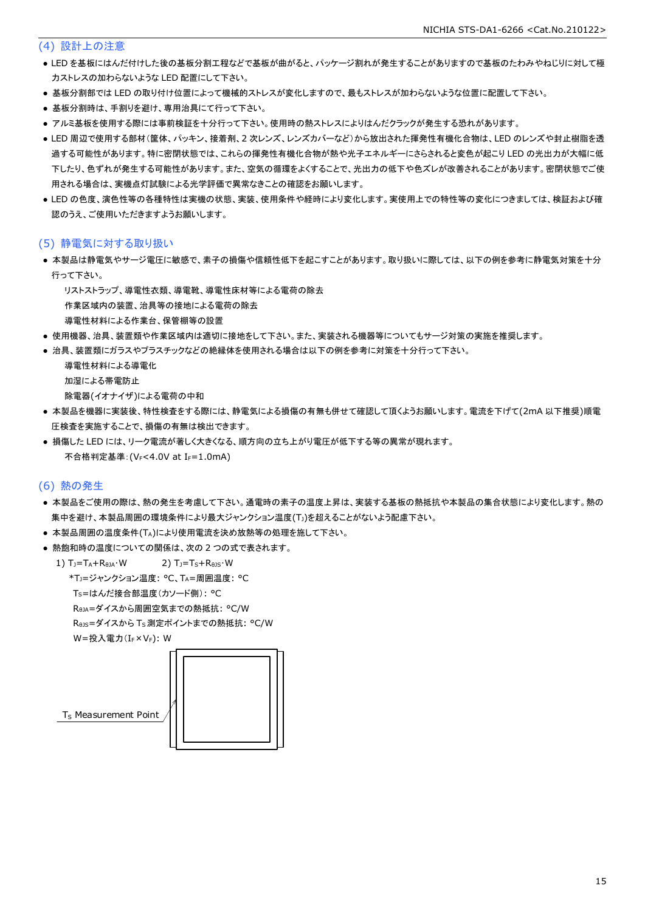## (4) 設計上の注意

- LED を基板にはんだ付けした後の基板分割工程などで基板が曲がると、パッケージ割れが発生することがありますので基板のたわみやねじりに対して極力ストレスの加わらないような LED 配置にして下さい。
- 基板分割部では LED の取り付け位置によって機械的ストレスが変化しますので、最もストレスが加わらないような位置に配置して下さい。
- 基板分割時は、手割りを避け、専用治具にて行って下さい。
- アルミ基板を使用する際には事前検証を十分行って下さい。使用時の熱ストレスによりはんだクラックが発生する恐れがあります。
- LED 周辺で使用する部材(筐体、パッキン、接着剤、2 次レンズ、レンズカバーなど)から放出された揮発性有機化合物は、LED のレンズや封止樹脂を透過する可能性があります。特に密閉状態では、これらの揮発性有機化合物が熱や光子エネルギーにさらされると変色が起こり LED の光出力が大幅に低下したり、色ずれが発生する可能性があります。また、空気の循環をよくすることで、光出力の低下や色ズレが改善されることがあります。密閉状態でご使用される場合は、実機点灯試験による光学評価で異常なきことの確認をお願いします。
- LED の色度、演色性等の各種特性は実機の状態、実装、使用条件や経時により変化します。実使用上での特性等の変化につきましては、検証および確認のうえ、ご使用いただきますようお願いします。

## (5) 静電気に対する取り扱い

- 本製品は静電気やサージ電圧に敏感で、素子の損傷や信頼性低下を起こすことがあります。取り扱いに際しては、以下の例を参考に静電気対策を十分行って下さい。

  リストストラップ、導電性衣類、導電靴、導電性床材等による電荷の除去
  作業区域内の装置、治具等の接地による電荷の除去
  導電性材料による作業台、保管棚等の設置
- 使用機器、治具、装置類や作業区域内は適切に接地をして下さい。また、実装される機器等についてもサージ対策の実施を推奨します。
- 治具、装置類にガラスやプラスチックなどの絶縁体を使用される場合は以下の例を参考に対策を十分行って下さい。

  導電性材料による導電化
  加湿による帯電防止
  除電器(イオナイザ)による電荷の中和
- 本製品を機器に実装後、特性検査をする際には、静電気による損傷の有無も併せて確認して頂くようお願いします。電流を下げて(2mA 以下推奨)順電圧検査を実施することで、損傷の有無は検出できます。
- 損傷した LED には、リーク電流が著しく大きくなる、順方向の立ち上がり電圧が低下する等の異常が現れます。

  不合格判定基準:($V_F$<4.0V at $I_F$=1.0mA)

## (6) 熱の発生

- 本製品をご使用の際は、熱の発生を考慮して下さい。通電時の素子の温度上昇は、実装する基板の熱抵抗や本製品の集合状態により変化します。熱の集中を避け、本製品周囲の環境条件により最大ジャンクション温度($T_J$)を超えることがないよう配慮下さい。
- 本製品周囲の温度条件($T_A$)により使用電流を決め放熱等の処理を施して下さい。
- 熱飽和時の温度についての関係は、次の 2 つの式で表されます。

  1) $T_J=T_A+R_{\theta JA}\cdot W$　　2) $T_J=T_S+R_{\theta JS}\cdot W$

  *$T_J$=ジャンクション温度: °C、$T_A$=周囲温度: °C
  $T_S$=はんだ接合部温度(カソード側): °C
  $R_{\theta JA}$=ダイスから周囲空気までの熱抵抗: °C/W
  $R_{\theta JS}$=ダイスから $T_S$ 測定ポイントまでの熱抵抗: °C/W
  W=投入電力($I_F\times V_F$): W

$T_S$ Measurement Point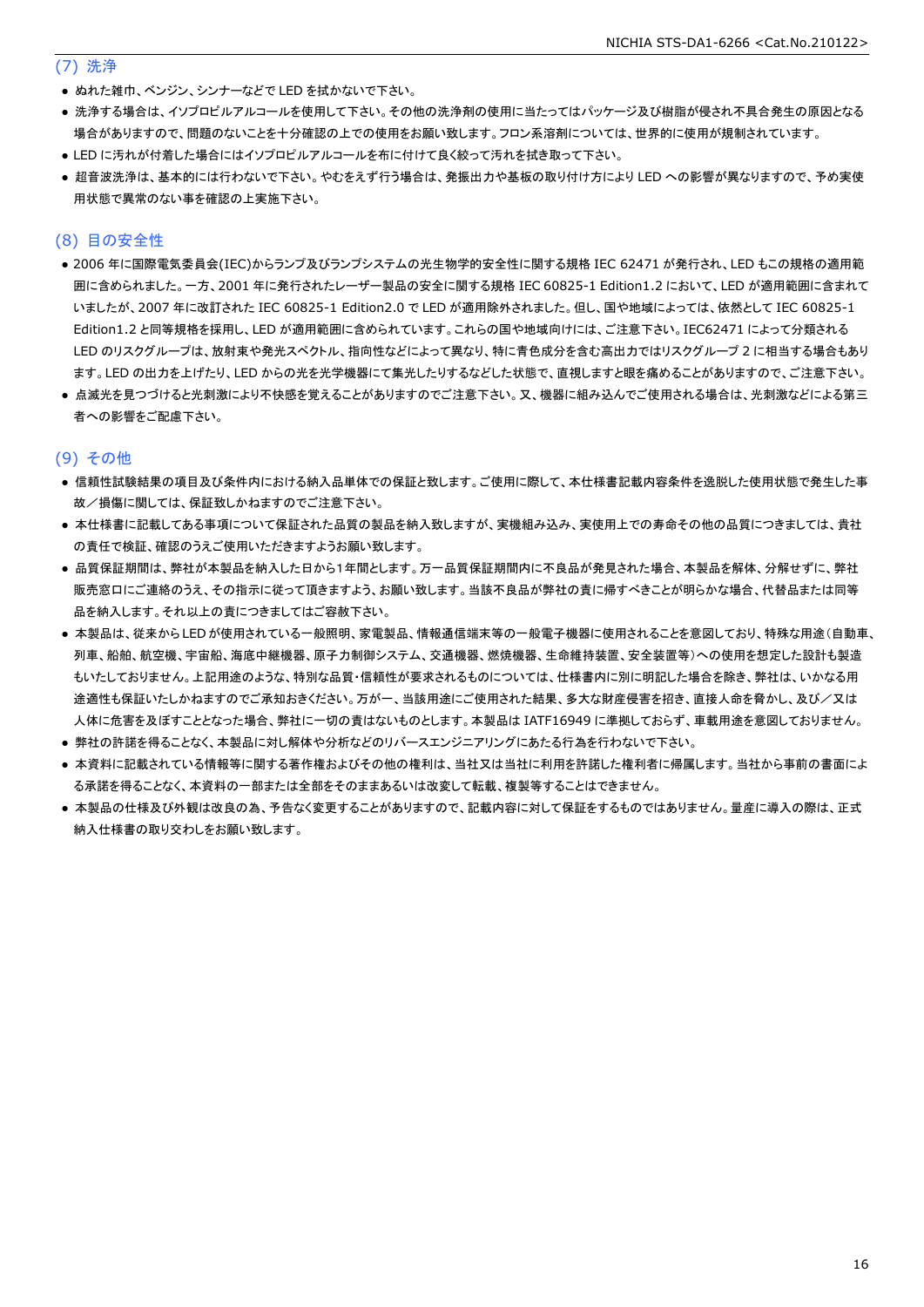## (7) 洗浄

- ぬれた雑巾、ベンジン、シンナーなどで LED を拭かないで下さい。
- 洗浄する場合は、イソプロピルアルコールを使用して下さい。その他の洗浄剤の使用に当たってはパッケージ及び樹脂が侵され不具合発生の原因となる場合がありますので、問題のないことを十分確認の上での使用をお願い致します。フロン系溶剤については、世界的に使用が規制されています。
- LED に汚れが付着した場合にはイソプロピルアルコールを布に付けて良く絞って汚れを拭き取って下さい。
- 超音波洗浄は、基本的には行わないで下さい。やむをえず行う場合は、発振出力や基板の取り付け方により LED への影響が異なりますので、予め実使用状態で異常のない事を確認の上実施下さい。

## (8) 目の安全性

- 2006 年に国際電気委員会(IEC)からランプ及びランプシステムの光生物学的安全性に関する規格 IEC 62471 が発行され、LED もこの規格の適用範囲に含められました。一方、2001 年に発行されたレーザー製品の安全に関する規格 IEC 60825-1 Edition1.2 において、LED が適用範囲に含まれていましたが、2007 年に改訂された IEC 60825-1 Edition2.0 で LED が適用除外されました。但し、国や地域によっては、依然として IEC 60825-1 Edition1.2 と同等規格を採用し、LED が適用範囲に含められています。これらの国や地域向けには、ご注意下さい。IEC62471 によって分類される LED のリスクグループは、放射束や発光スペクトル、指向性などによって異なり、特に青色成分を含む高出力ではリスクグループ 2 に相当する場合もあります。LED の出力を上げたり、LED からの光を光学機器にて集光したりするなどした状態で、直視しますと眼を痛めることがありますので、ご注意下さい。
- 点滅光を見つづけると光刺激により不快感を覚えることがありますのでご注意下さい。又、機器に組み込んでご使用される場合は、光刺激などによる第三者への影響をご配慮下さい。

## (9) その他

- 信頼性試験結果の項目及び条件内における納入品単体での保証と致します。ご使用に際して、本仕様書記載内容条件を逸脱した使用状態で発生した事故／損傷に関しては、保証致しかねますのでご注意下さい。
- 本仕様書に記載してある事項について保証された品質の製品を納入致しますが、実機組み込み、実使用上での寿命その他の品質につきましては、貴社の責任で検証、確認のうえご使用いただきますようお願い致します。
- 品質保証期間は、弊社が本製品を納入した日から1年間とします。万一品質保証期間内に不良品が発見された場合、本製品を解体、分解せずに、弊社販売窓口にご連絡のうえ、その指示に従って頂きますよう、お願い致します。当該不良品が弊社の責に帰すべきことが明らかな場合、代替品または同等品を納入します。それ以上の責につきましてはご容赦下さい。
- 本製品は、従来からLEDが使用されている一般照明、家電製品、情報通信端末等の一般電子機器に使用されることを意図しており、特殊な用途(自動車、列車、船舶、航空機、宇宙船、海底中継機器、原子力制御システム、交通機器、燃焼機器、生命維持装置、安全装置等)への使用を想定した設計も製造もいたしておりません。上記用途のような、特別な品質・信頼性が要求されるものについては、仕様書内に別に明記した場合を除き、弊社は、いかなる用途適性も保証いたしかねますのでご承知おきください。万が一、当該用途にご使用された結果、多大な財産侵害を招き、直接人命を脅かし、及び／又は人体に危害を及ぼすこととなった場合、弊社に一切の責はないものとします。本製品は IATF16949 に準拠しておらず、車載用途を意図しておりません。
- 弊社の許諾を得ることなく、本製品に対し解体や分析などのリバースエンジニアリングにあたる行為を行わないで下さい。
- 本資料に記載されている情報等に関する著作権およびその他の権利は、当社又は当社に利用を許諾した権利者に帰属します。当社から事前の書面による承諾を得ることなく、本資料の一部または全部をそのままあるいは改変して転載、複製等することはできません。
- 本製品の仕様及び外観は改良の為、予告なく変更することがありますので、記載内容に対して保証をするものではありません。量産に導入の際は、正式納入仕様書の取り交わしをお願い致します。